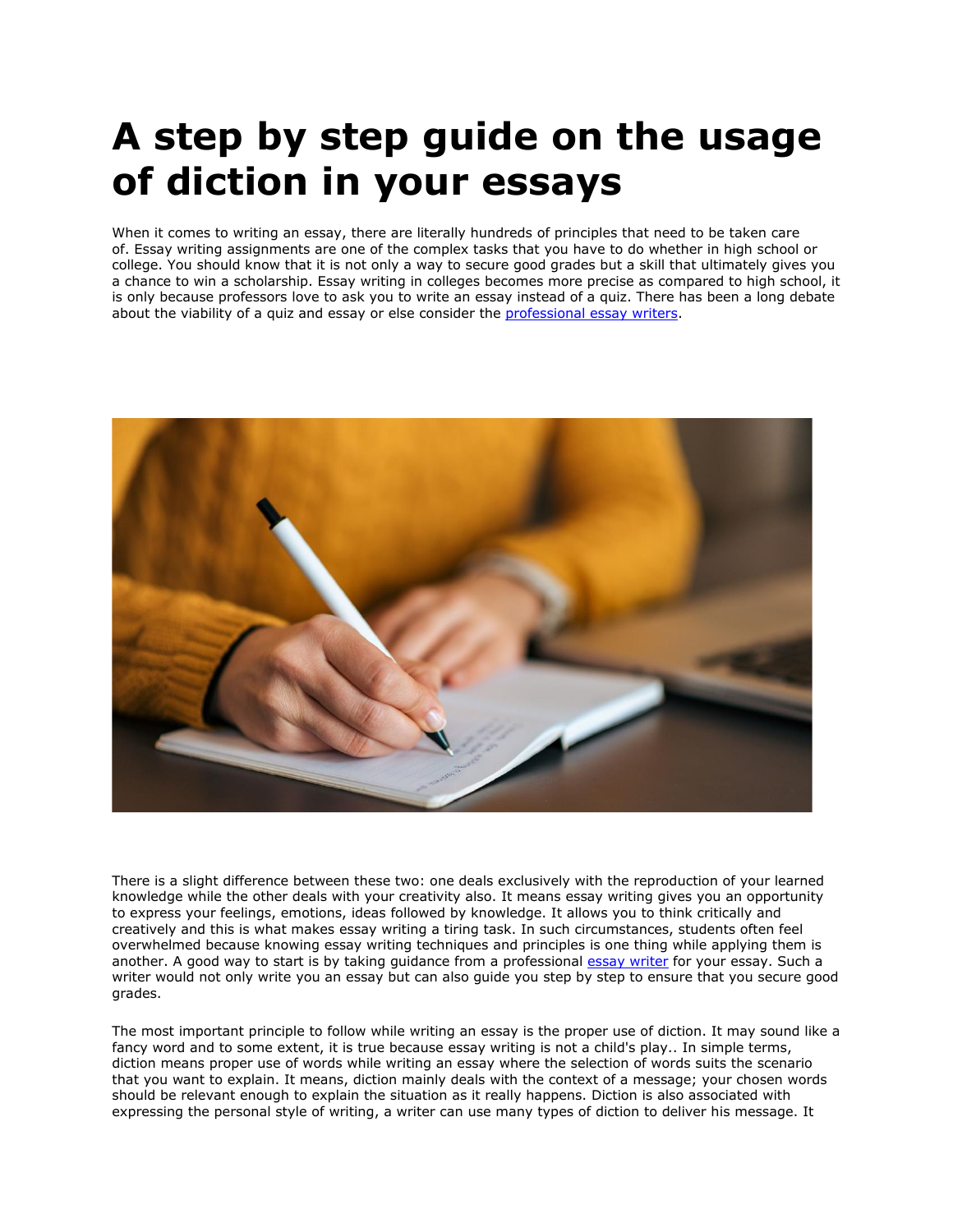# A step by step guide on the usage of diction in your essays

When it comes to writing an essay, there are literally hundreds of principles that need to be taken care of. Essay writing assignments are one of the complex tasks that you have to do whether in high school or college. You should know that it is not only a way to secure good grades but a skill that ultimately gives you a chance to win a scholarship. Essay writing in colleges becomes more precise as compared to high school, it is only because professors love to ask you to write an essay instead of a quiz. There has been a long debate about the viability of a quiz and essay or else consider the [professional essay writers](#).

There is a slight difference between these two: one deals exclusively with the reproduction of your learned knowledge while the other deals with your creativity also. It means essay writing gives you an opportunity to express your feelings, emotions, ideas followed by knowledge. It allows you to think critically and creatively and this is what makes essay writing a tiring task. In such circumstances, students often feel overwhelmed because knowing essay writing techniques and principles is one thing while applying them is another. A good way to start is by taking guidance from a professional [essay writer](#) for your essay. Such a writer would not only write you an essay but can also guide you step by step to ensure that you secure good grades.

The most important principle to follow while writing an essay is the proper use of diction. It may sound like a fancy word and to some extent, it is true because essay writing is not a child's play.. In simple terms, diction means proper use of words while writing an essay where the selection of words suits the scenario that you want to explain. It means, diction mainly deals with the context of a message; your chosen words should be relevant enough to explain the situation as it really happens. Diction is also associated with expressing the personal style of writing, a writer can use many types of diction to deliver his message. It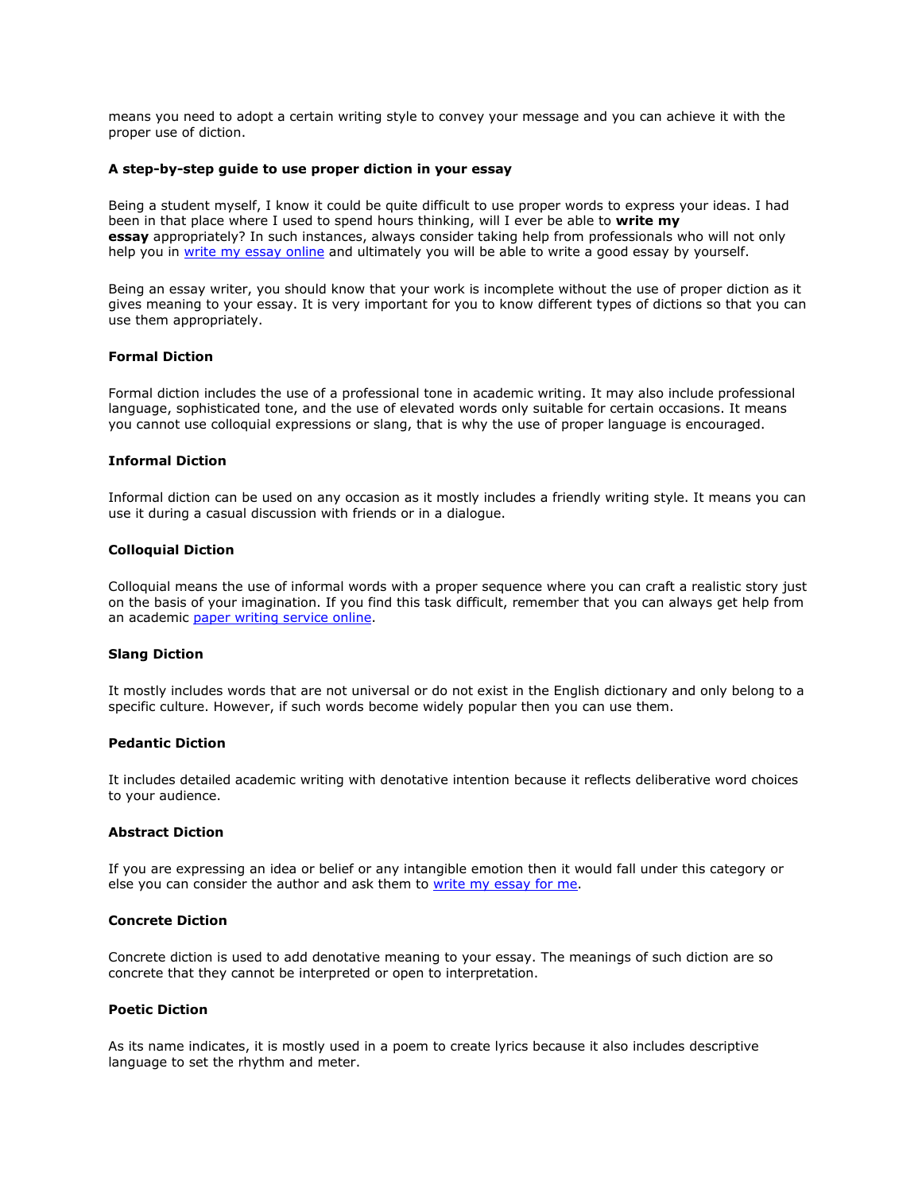means you need to adopt a certain writing style to convey your message and you can achieve it with the proper use of diction.

**A step-by-step guide to use proper diction in your essay**

Being a student myself, I know it could be quite difficult to use proper words to express your ideas. I had been in that place where I used to spend hours thinking, will I ever be able to **write my essay** appropriately? In such instances, always consider taking help from professionals who will not only help you in write my essay online and ultimately you will be able to write a good essay by yourself.

Being an essay writer, you should know that your work is incomplete without the use of proper diction as it gives meaning to your essay. It is very important for you to know different types of dictions so that you can use them appropriately.

**Formal Diction**

Formal diction includes the use of a professional tone in academic writing. It may also include professional language, sophisticated tone, and the use of elevated words only suitable for certain occasions. It means you cannot use colloquial expressions or slang, that is why the use of proper language is encouraged.

**Informal Diction**

Informal diction can be used on any occasion as it mostly includes a friendly writing style. It means you can use it during a casual discussion with friends or in a dialogue.

**Colloquial Diction**

Colloquial means the use of informal words with a proper sequence where you can craft a realistic story just on the basis of your imagination. If you find this task difficult, remember that you can always get help from an academic paper writing service online.

**Slang Diction**

It mostly includes words that are not universal or do not exist in the English dictionary and only belong to a specific culture. However, if such words become widely popular then you can use them.

**Pedantic Diction**

It includes detailed academic writing with denotative intention because it reflects deliberative word choices to your audience.

**Abstract Diction**

If you are expressing an idea or belief or any intangible emotion then it would fall under this category or else you can consider the author and ask them to write my essay for me.

**Concrete Diction**

Concrete diction is used to add denotative meaning to your essay. The meanings of such diction are so concrete that they cannot be interpreted or open to interpretation.

**Poetic Diction**

As its name indicates, it is mostly used in a poem to create lyrics because it also includes descriptive language to set the rhythm and meter.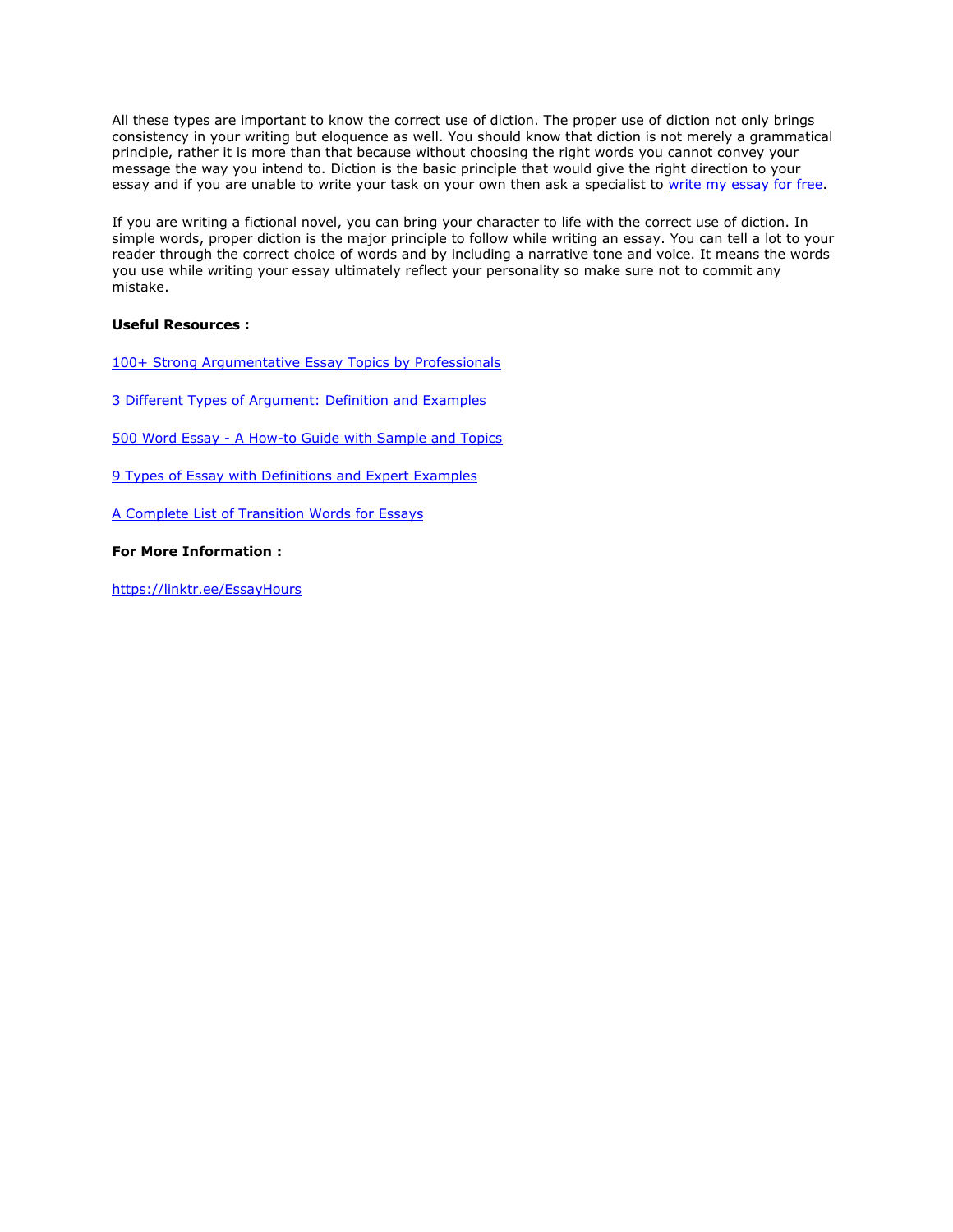All these types are important to know the correct use of diction. The proper use of diction not only brings consistency in your writing but eloquence as well. You should know that diction is not merely a grammatical principle, rather it is more than that because without choosing the right words you cannot convey your message the way you intend to. Diction is the basic principle that would give the right direction to your essay and if you are unable to write your task on your own then ask a specialist to write my essay for free.

If you are writing a fictional novel, you can bring your character to life with the correct use of diction. In simple words, proper diction is the major principle to follow while writing an essay. You can tell a lot to your reader through the correct choice of words and by including a narrative tone and voice. It means the words you use while writing your essay ultimately reflect your personality so make sure not to commit any mistake.

**Useful Resources :**

100+ Strong Argumentative Essay Topics by Professionals

3 Different Types of Argument: Definition and Examples

500 Word Essay - A How-to Guide with Sample and Topics

9 Types of Essay with Definitions and Expert Examples

A Complete List of Transition Words for Essays

**For More Information :**

https://linktr.ee/EssayHours